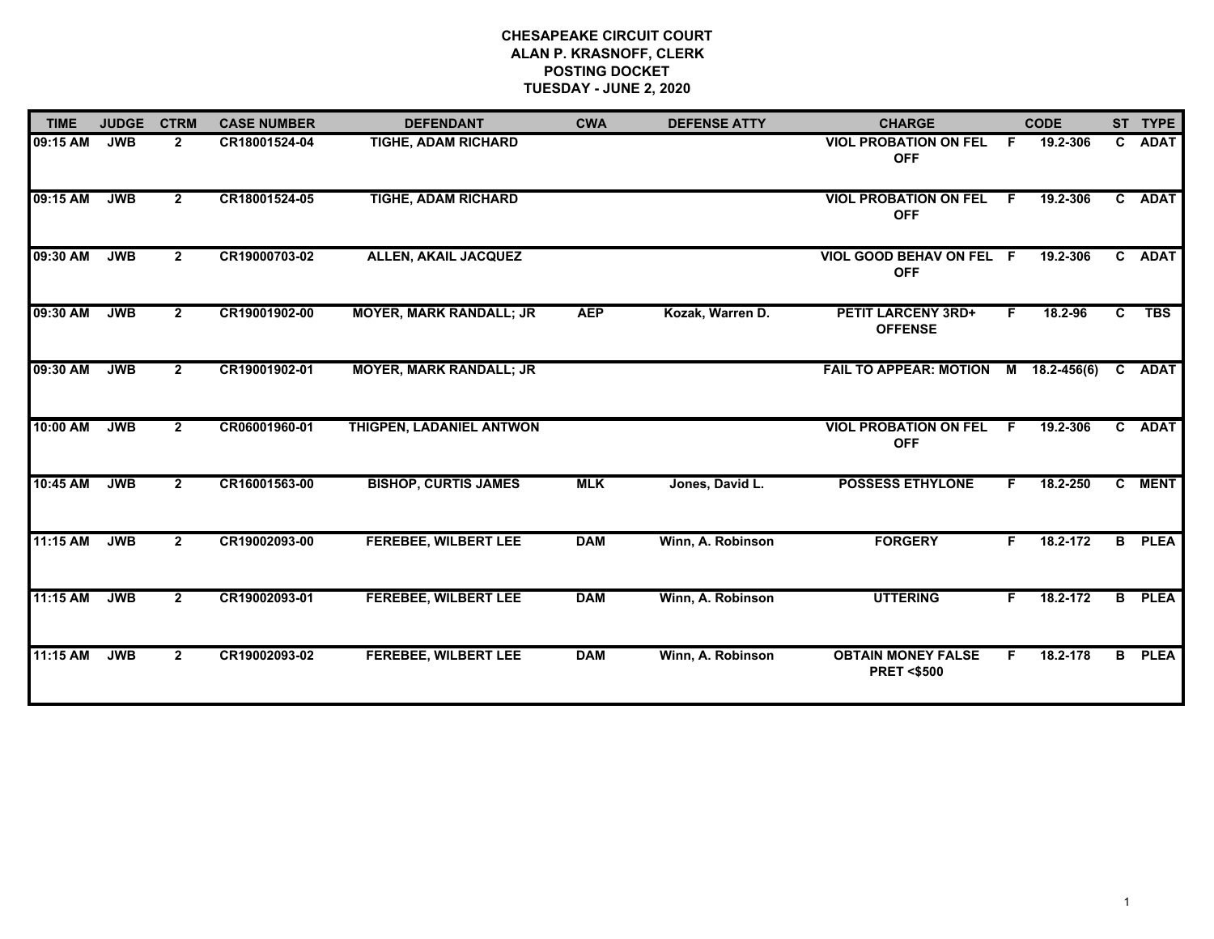**CHESAPEAKE CIRCUIT COURT**
**ALAN P. KRASNOFF, CLERK**
**POSTING DOCKET**
**TUESDAY - JUNE 2, 2020**

| TIME | JUDGE | CTRM | CASE NUMBER | DEFENDANT | CWA | DEFENSE ATTY | CHARGE | | CODE | ST | TYPE |
|---|---|---|---|---|---|---|---|---|---|---|---|
| 09:15 AM | JWB | 2 | CR18001524-04 | TIGHE, ADAM RICHARD | | | VIOL PROBATION ON FEL OFF | F | 19.2-306 | C | ADAT |
| 09:15 AM | JWB | 2 | CR18001524-05 | TIGHE, ADAM RICHARD | | | VIOL PROBATION ON FEL OFF | F | 19.2-306 | C | ADAT |
| 09:30 AM | JWB | 2 | CR19000703-02 | ALLEN, AKAIL JACQUEZ | | | VIOL GOOD BEHAV ON FEL OFF | F | 19.2-306 | C | ADAT |
| 09:30 AM | JWB | 2 | CR19001902-00 | MOYER, MARK RANDALL; JR | AEP | Kozak, Warren D. | PETIT LARCENY 3RD+ OFFENSE | F | 18.2-96 | C | TBS |
| 09:30 AM | JWB | 2 | CR19001902-01 | MOYER, MARK RANDALL; JR | | | FAIL TO APPEAR: MOTION | M | 18.2-456(6) | C | ADAT |
| 10:00 AM | JWB | 2 | CR06001960-01 | THIGPEN, LADANIEL ANTWON | | | VIOL PROBATION ON FEL OFF | F | 19.2-306 | C | ADAT |
| 10:45 AM | JWB | 2 | CR16001563-00 | BISHOP, CURTIS JAMES | MLK | Jones, David L. | POSSESS ETHYLONE | F | 18.2-250 | C | MENT |
| 11:15 AM | JWB | 2 | CR19002093-00 | FEREBEE, WILBERT LEE | DAM | Winn, A. Robinson | FORGERY | F | 18.2-172 | B | PLEA |
| 11:15 AM | JWB | 2 | CR19002093-01 | FEREBEE, WILBERT LEE | DAM | Winn, A. Robinson | UTTERING | F | 18.2-172 | B | PLEA |
| 11:15 AM | JWB | 2 | CR19002093-02 | FEREBEE, WILBERT LEE | DAM | Winn, A. Robinson | OBTAIN MONEY FALSE PRET <$500 | F | 18.2-178 | B | PLEA |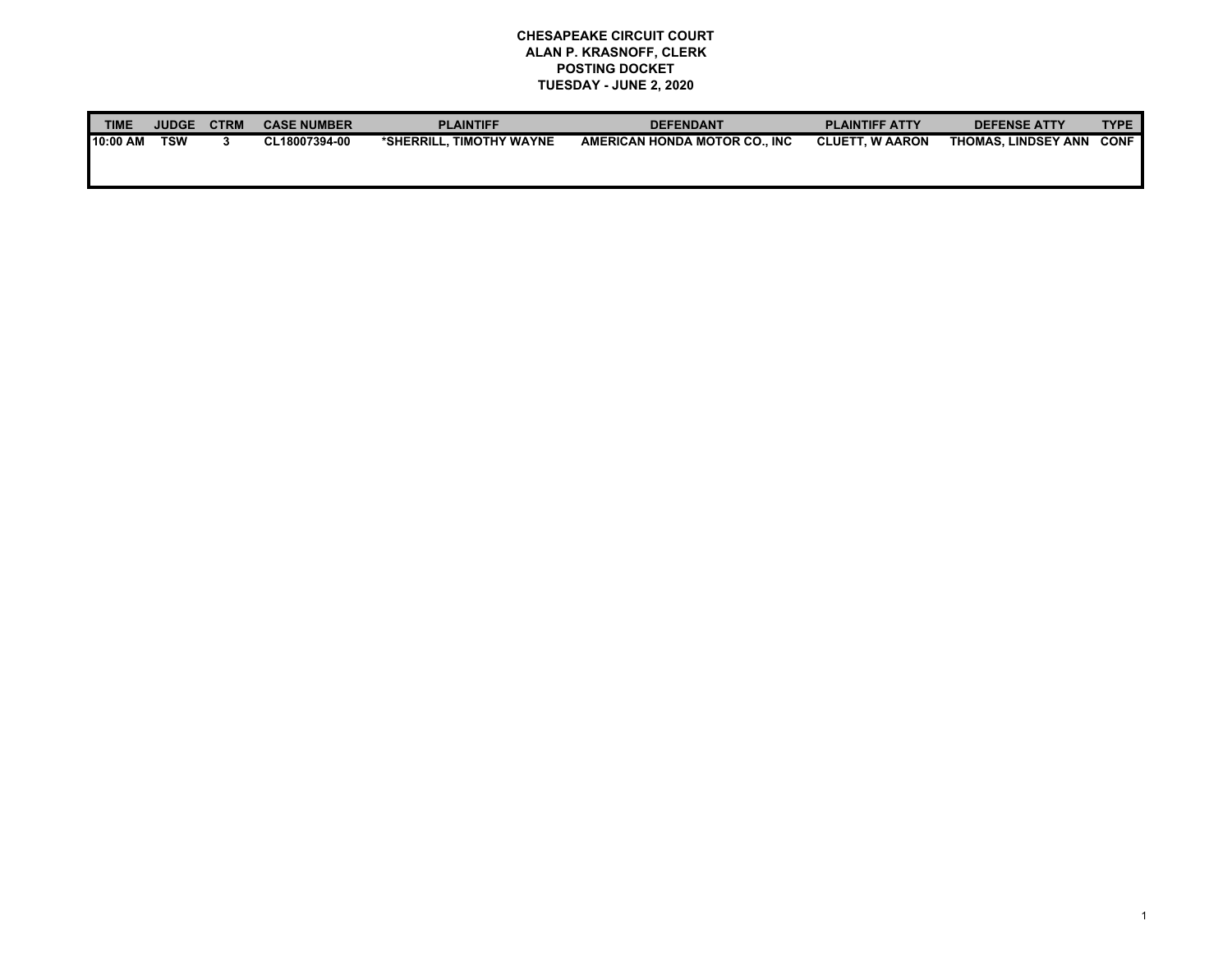**CHESAPEAKE CIRCUIT COURT**
**ALAN P. KRASNOFF, CLERK**
**POSTING DOCKET**
**TUESDAY - JUNE 2, 2020**

| TIME | JUDGE | CTRM | CASE NUMBER | PLAINTIFF | DEFENDANT | PLAINTIFF ATTY | DEFENSE ATTY | TYPE |
|---|---|---|---|---|---|---|---|---|
| 10:00 AM | TSW | 3 | CL18007394-00 | *SHERRILL, TIMOTHY WAYNE | AMERICAN HONDA MOTOR CO., INC | CLUETT, W AARON | THOMAS, LINDSEY ANN | CONF |